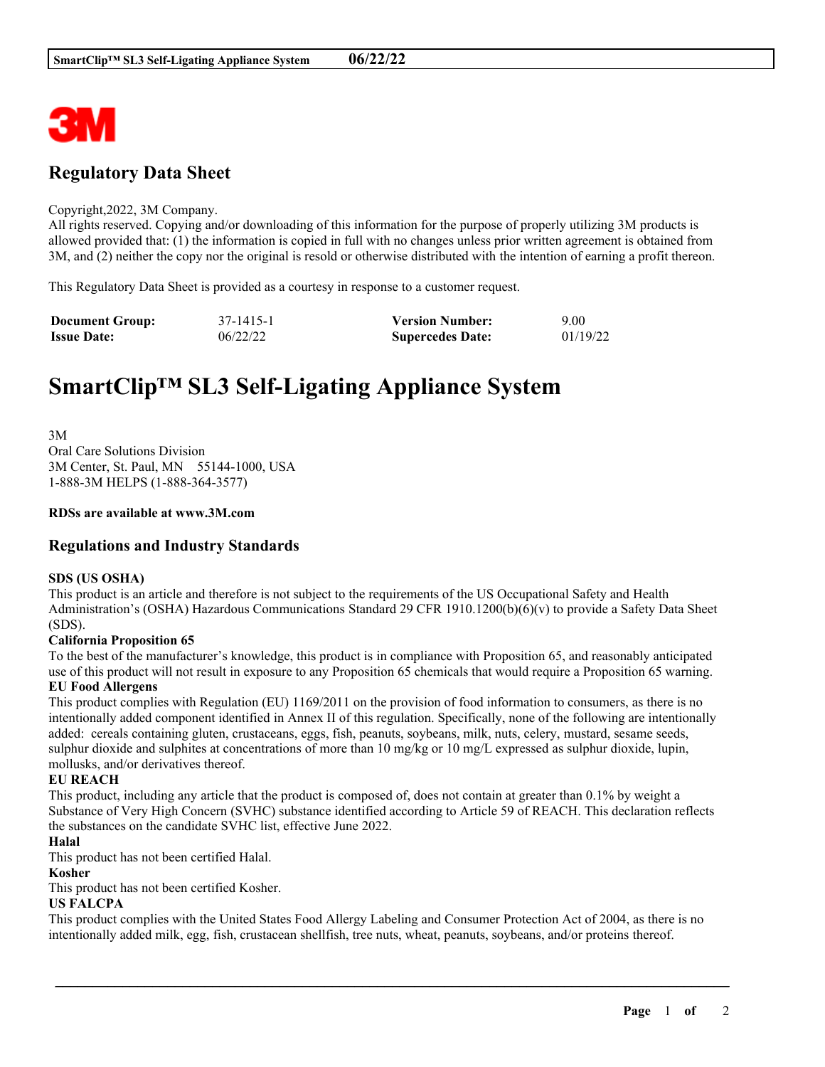# Regulatory Data Sheet

Copyright,2022, 3M Company.
All rights reserved. Copying and/or downloading of this information for the purpose of properly utilizing 3M products is allowed provided that: (1) the information is copied in full with no changes unless prior written agreement is obtained from 3M, and (2) neither the copy nor the original is resold or otherwise distributed with the intention of earning a profit thereon.

This Regulatory Data Sheet is provided as a courtesy in response to a customer request.

| **Document Group:** | 37-1415-1 | **Version Number:** | 9.00 |
|---|---|---|---|
| **Issue Date:** | 06/22/22 | **Supercedes Date:** | 01/19/22 |

# SmartClip™ SL3 Self-Ligating Appliance System

3M
Oral Care Solutions Division
3M Center, St. Paul, MN 55144-1000, USA
1-888-3M HELPS (1-888-364-3577)

**RDSs are available at www.3M.com**

## Regulations and Industry Standards

**SDS (US OSHA)**
This product is an article and therefore is not subject to the requirements of the US Occupational Safety and Health Administration's (OSHA) Hazardous Communications Standard 29 CFR 1910.1200(b)(6)(v) to provide a Safety Data Sheet (SDS).

**California Proposition 65**
To the best of the manufacturer's knowledge, this product is in compliance with Proposition 65, and reasonably anticipated use of this product will not result in exposure to any Proposition 65 chemicals that would require a Proposition 65 warning.

**EU Food Allergens**
This product complies with Regulation (EU) 1169/2011 on the provision of food information to consumers, as there is no intentionally added component identified in Annex II of this regulation. Specifically, none of the following are intentionally added: cereals containing gluten, crustaceans, eggs, fish, peanuts, soybeans, milk, nuts, celery, mustard, sesame seeds, sulphur dioxide and sulphites at concentrations of more than 10 mg/kg or 10 mg/L expressed as sulphur dioxide, lupin, mollusks, and/or derivatives thereof.

**EU REACH**
This product, including any article that the product is composed of, does not contain at greater than 0.1% by weight a Substance of Very High Concern (SVHC) substance identified according to Article 59 of REACH. This declaration reflects the substances on the candidate SVHC list, effective June 2022.

**Halal**
This product has not been certified Halal.

**Kosher**
This product has not been certified Kosher.

**US FALCPA**
This product complies with the United States Food Allergy Labeling and Consumer Protection Act of 2004, as there is no intentionally added milk, egg, fish, crustacean shellfish, tree nuts, wheat, peanuts, soybeans, and/or proteins thereof.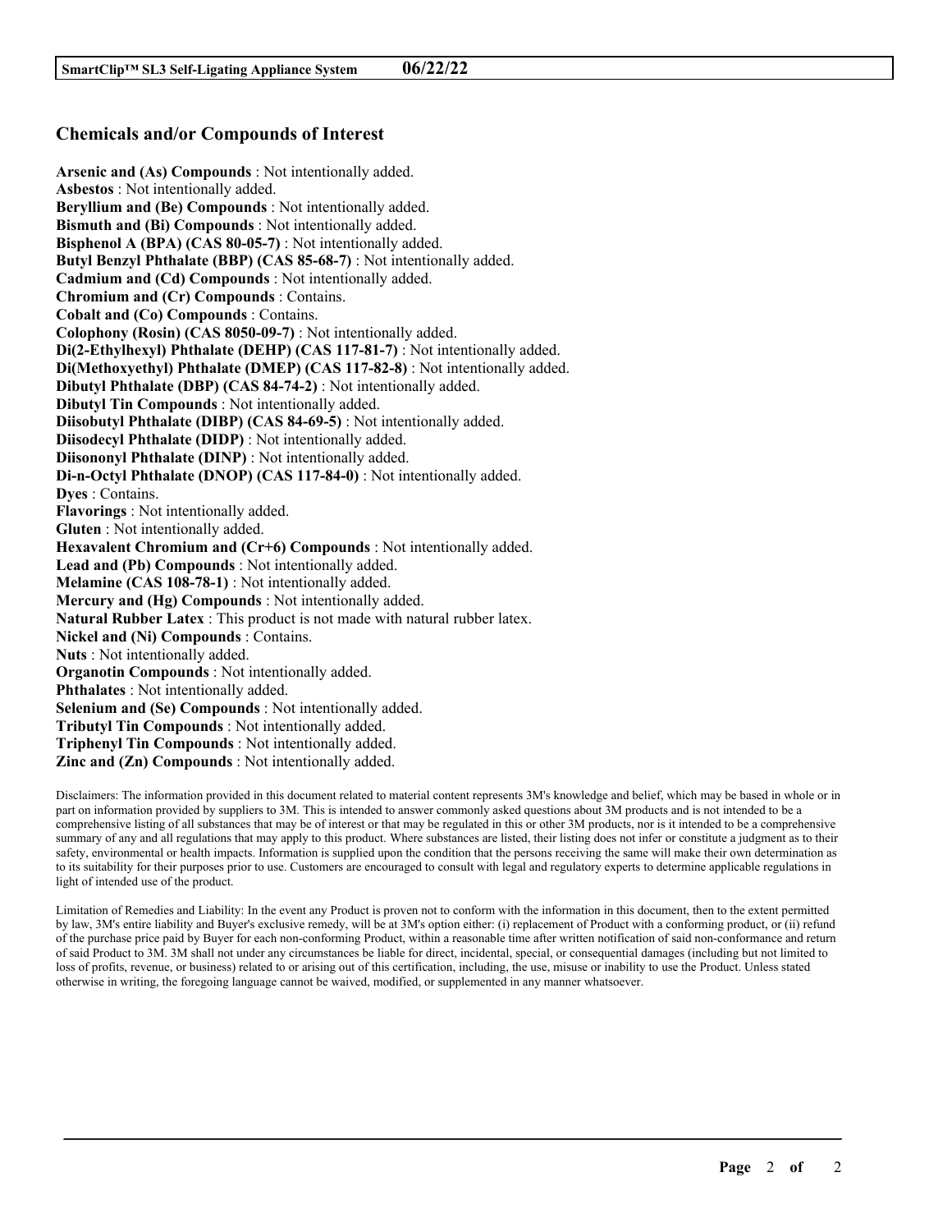## Chemicals and/or Compounds of Interest

**Arsenic and (As) Compounds** : Not intentionally added.
**Asbestos** : Not intentionally added.
**Beryllium and (Be) Compounds** : Not intentionally added.
**Bismuth and (Bi) Compounds** : Not intentionally added.
**Bisphenol A (BPA) (CAS 80-05-7)** : Not intentionally added.
**Butyl Benzyl Phthalate (BBP) (CAS 85-68-7)** : Not intentionally added.
**Cadmium and (Cd) Compounds** : Not intentionally added.
**Chromium and (Cr) Compounds** : Contains.
**Cobalt and (Co) Compounds** : Contains.
**Colophony (Rosin) (CAS 8050-09-7)** : Not intentionally added.
**Di(2-Ethylhexyl) Phthalate (DEHP) (CAS 117-81-7)** : Not intentionally added.
**Di(Methoxyethyl) Phthalate (DMEP) (CAS 117-82-8)** : Not intentionally added.
**Dibutyl Phthalate (DBP) (CAS 84-74-2)** : Not intentionally added.
**Dibutyl Tin Compounds** : Not intentionally added.
**Diisobutyl Phthalate (DIBP) (CAS 84-69-5)** : Not intentionally added.
**Diisodecyl Phthalate (DIDP)** : Not intentionally added.
**Diisononyl Phthalate (DINP)** : Not intentionally added.
**Di-n-Octyl Phthalate (DNOP) (CAS 117-84-0)** : Not intentionally added.
**Dyes** : Contains.
**Flavorings** : Not intentionally added.
**Gluten** : Not intentionally added.
**Hexavalent Chromium and (Cr+6) Compounds** : Not intentionally added.
**Lead and (Pb) Compounds** : Not intentionally added.
**Melamine (CAS 108-78-1)** : Not intentionally added.
**Mercury and (Hg) Compounds** : Not intentionally added.
**Natural Rubber Latex** : This product is not made with natural rubber latex.
**Nickel and (Ni) Compounds** : Contains.
**Nuts** : Not intentionally added.
**Organotin Compounds** : Not intentionally added.
**Phthalates** : Not intentionally added.
**Selenium and (Se) Compounds** : Not intentionally added.
**Tributyl Tin Compounds** : Not intentionally added.
**Triphenyl Tin Compounds** : Not intentionally added.
**Zinc and (Zn) Compounds** : Not intentionally added.

Disclaimers: The information provided in this document related to material content represents 3M's knowledge and belief, which may be based in whole or in part on information provided by suppliers to 3M. This is intended to answer commonly asked questions about 3M products and is not intended to be a comprehensive listing of all substances that may be of interest or that may be regulated in this or other 3M products, nor is it intended to be a comprehensive summary of any and all regulations that may apply to this product. Where substances are listed, their listing does not infer or constitute a judgment as to their safety, environmental or health impacts. Information is supplied upon the condition that the persons receiving the same will make their own determination as to its suitability for their purposes prior to use. Customers are encouraged to consult with legal and regulatory experts to determine applicable regulations in light of intended use of the product.

Limitation of Remedies and Liability: In the event any Product is proven not to conform with the information in this document, then to the extent permitted by law, 3M's entire liability and Buyer's exclusive remedy, will be at 3M's option either: (i) replacement of Product with a conforming product, or (ii) refund of the purchase price paid by Buyer for each non-conforming Product, within a reasonable time after written notification of said non-conformance and return of said Product to 3M. 3M shall not under any circumstances be liable for direct, incidental, special, or consequential damages (including but not limited to loss of profits, revenue, or business) related to or arising out of this certification, including, the use, misuse or inability to use the Product. Unless stated otherwise in writing, the foregoing language cannot be waived, modified, or supplemented in any manner whatsoever.